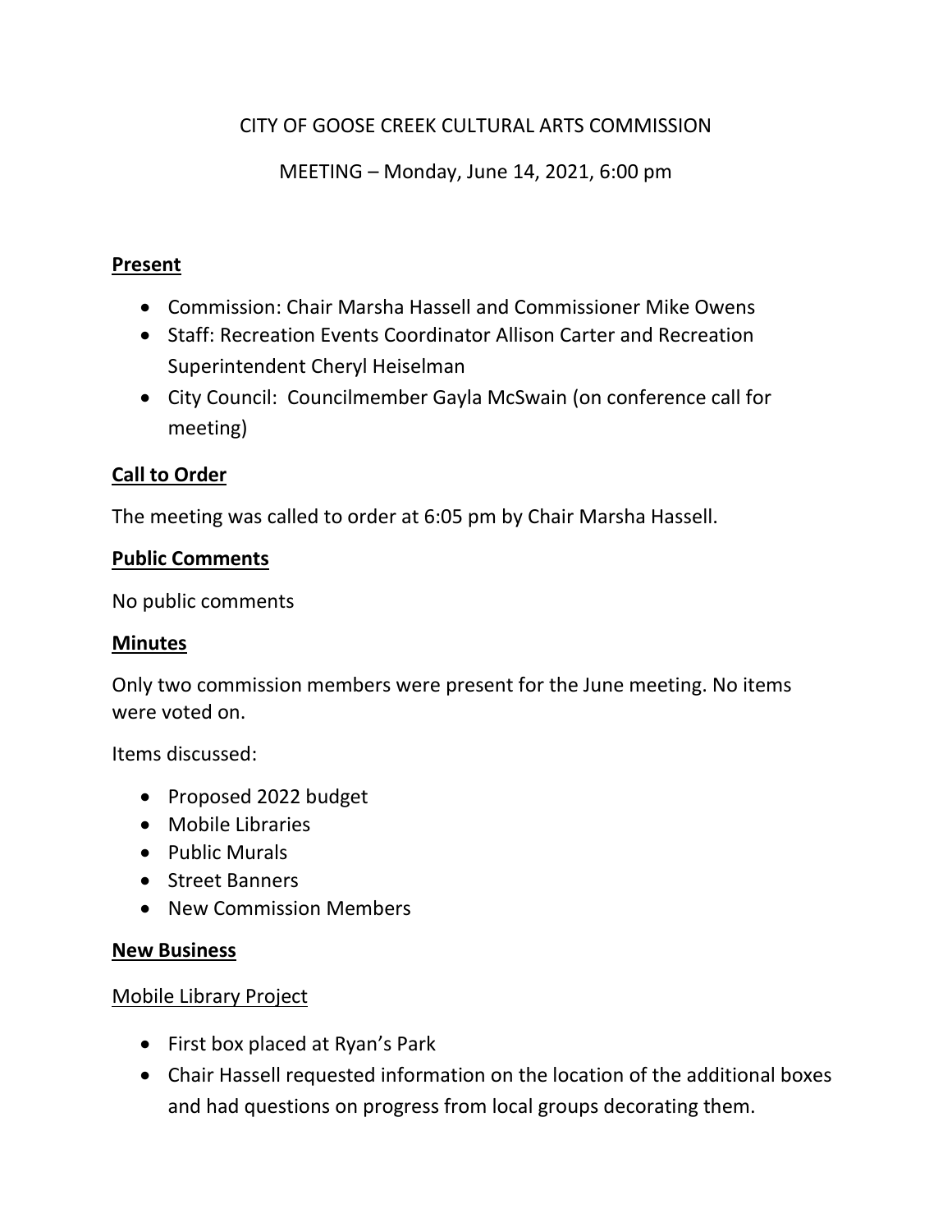# CITY OF GOOSE CREEK CULTURAL ARTS COMMISSION

MEETING – Monday, June 14, 2021, 6:00 pm

## Present

- Commission: Chair Marsha Hassell and Commissioner Mike Owens
- Staff: Recreation Events Coordinator Allison Carter and Recreation Superintendent Cheryl Heiselman
- City Council: Councilmember Gayla McSwain (on conference call for meeting)

## Call to Order

The meeting was called to order at 6:05 pm by Chair Marsha Hassell.

## Public Comments

No public comments

## Minutes

Only two commission members were present for the June meeting. No items were voted on.

Items discussed:

- Proposed 2022 budget
- Mobile Libraries
- Public Murals
- Street Banners
- New Commission Members

## New Business

### Mobile Library Project

- First box placed at Ryan's Park
- Chair Hassell requested information on the location of the additional boxes and had questions on progress from local groups decorating them.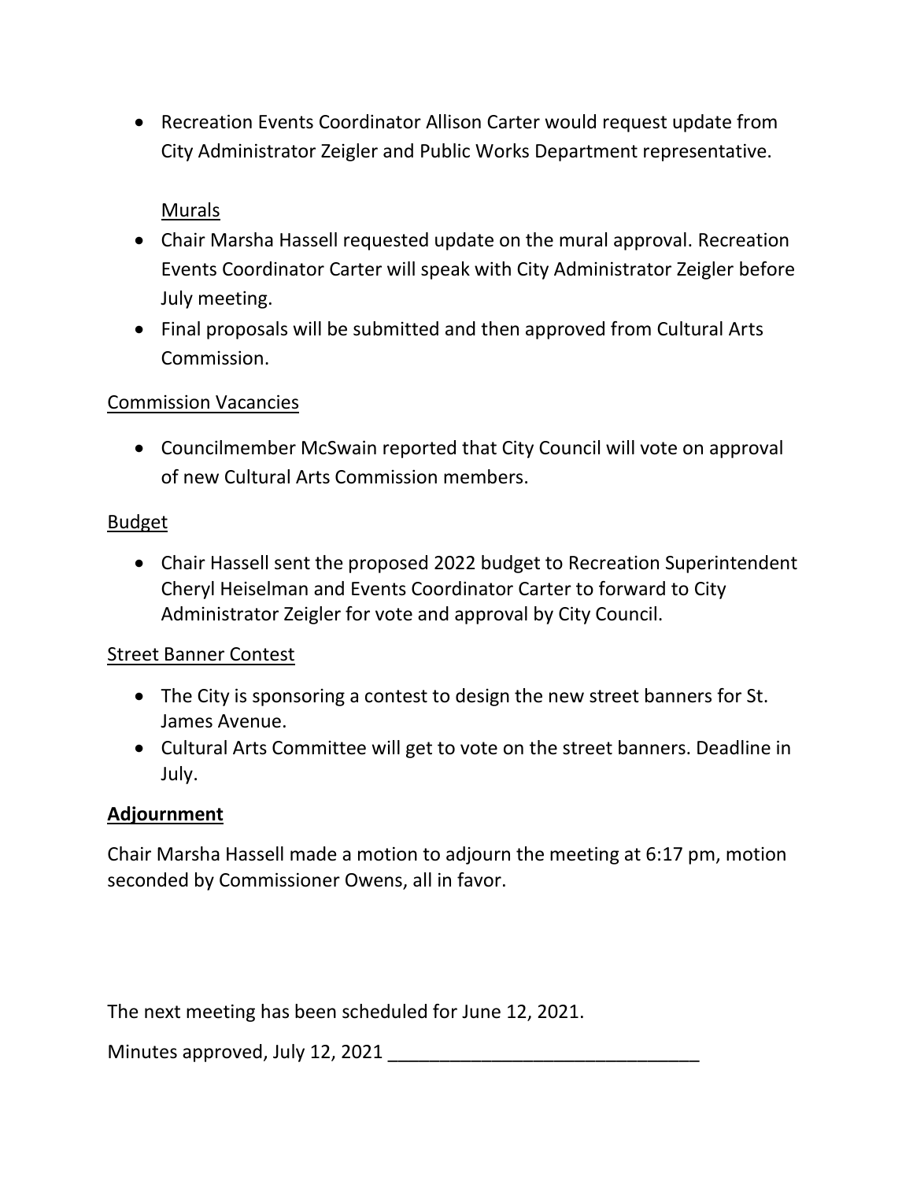- Recreation Events Coordinator Allison Carter would request update from City Administrator Zeigler and Public Works Department representative.

  Murals

- Chair Marsha Hassell requested update on the mural approval. Recreation Events Coordinator Carter will speak with City Administrator Zeigler before July meeting.
- Final proposals will be submitted and then approved from Cultural Arts Commission.

Commission Vacancies

- Councilmember McSwain reported that City Council will vote on approval of new Cultural Arts Commission members.

Budget

- Chair Hassell sent the proposed 2022 budget to Recreation Superintendent Cheryl Heiselman and Events Coordinator Carter to forward to City Administrator Zeigler for vote and approval by City Council.

Street Banner Contest

- The City is sponsoring a contest to design the new street banners for St. James Avenue.
- Cultural Arts Committee will get to vote on the street banners. Deadline in July.

**Adjournment**

Chair Marsha Hassell made a motion to adjourn the meeting at 6:17 pm, motion seconded by Commissioner Owens, all in favor.

The next meeting has been scheduled for June 12, 2021.

Minutes approved, July 12, 2021 ______________________________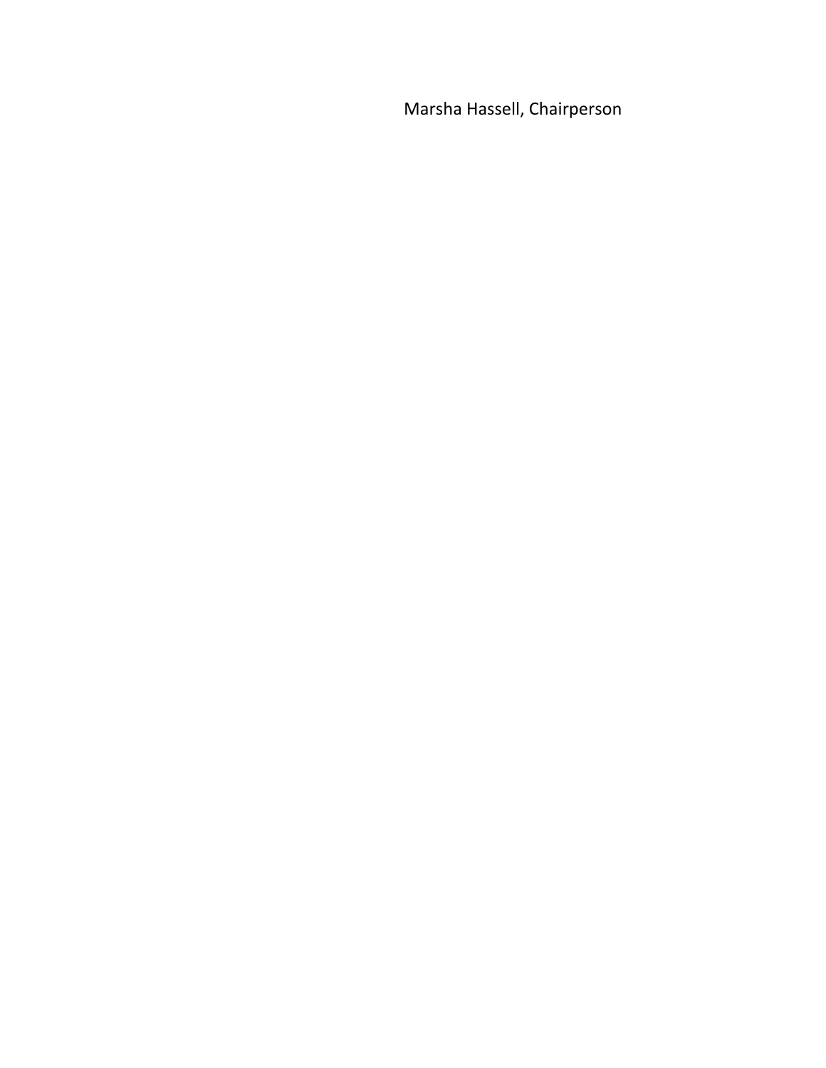Marsha Hassell, Chairperson